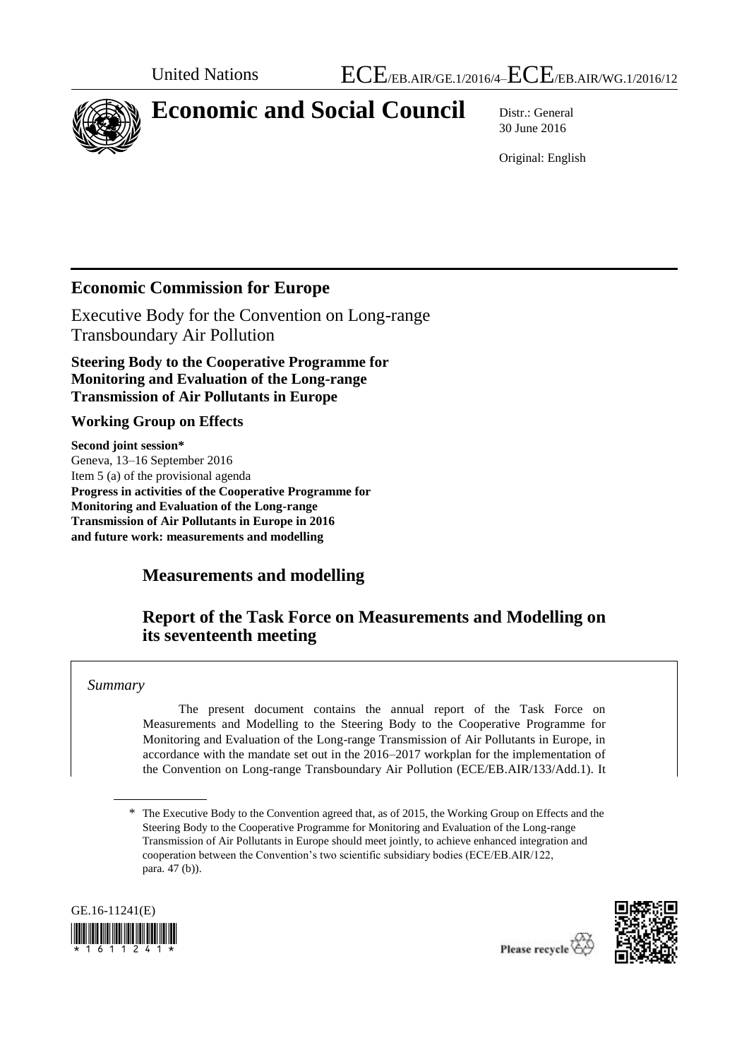United Nations ECE/EB.AIR/GE.1/2016/4–ECE/EB.AIR/WG.1/2016/12

# Economic and Social Council

Distr.: General
30 June 2016

Original: English

## Economic Commission for Europe

Executive Body for the Convention on Long-range Transboundary Air Pollution

**Steering Body to the Cooperative Programme for Monitoring and Evaluation of the Long-range Transmission of Air Pollutants in Europe**

**Working Group on Effects**

**Second joint session***
Geneva, 13–16 September 2016
Item 5 (a) of the provisional agenda
**Progress in activities of the Cooperative Programme for Monitoring and Evaluation of the Long-range Transmission of Air Pollutants in Europe in 2016 and future work: measurements and modelling**

## Measurements and modelling

## Report of the Task Force on Measurements and Modelling on its seventeenth meeting

*Summary*

The present document contains the annual report of the Task Force on Measurements and Modelling to the Steering Body to the Cooperative Programme for Monitoring and Evaluation of the Long-range Transmission of Air Pollutants in Europe, in accordance with the mandate set out in the 2016–2017 workplan for the implementation of the Convention on Long-range Transboundary Air Pollution (ECE/EB.AIR/133/Add.1). It

\* The Executive Body to the Convention agreed that, as of 2015, the Working Group on Effects and the Steering Body to the Cooperative Programme for Monitoring and Evaluation of the Long-range Transmission of Air Pollutants in Europe should meet jointly, to achieve enhanced integration and cooperation between the Convention's two scientific subsidiary bodies (ECE/EB.AIR/122, para. 47 (b)).

GE.16-11241(E)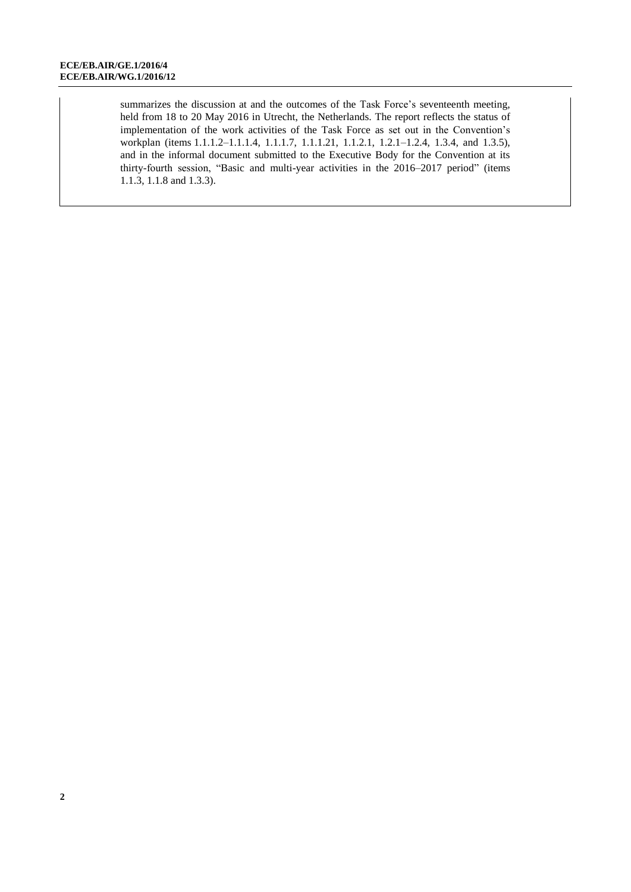summarizes the discussion at and the outcomes of the Task Force's seventeenth meeting, held from 18 to 20 May 2016 in Utrecht, the Netherlands. The report reflects the status of implementation of the work activities of the Task Force as set out in the Convention's workplan (items 1.1.1.2–1.1.1.4, 1.1.1.7, 1.1.1.21, 1.1.2.1, 1.2.1–1.2.4, 1.3.4, and 1.3.5), and in the informal document submitted to the Executive Body for the Convention at its thirty-fourth session, "Basic and multi-year activities in the 2016–2017 period" (items 1.1.3, 1.1.8 and 1.3.3).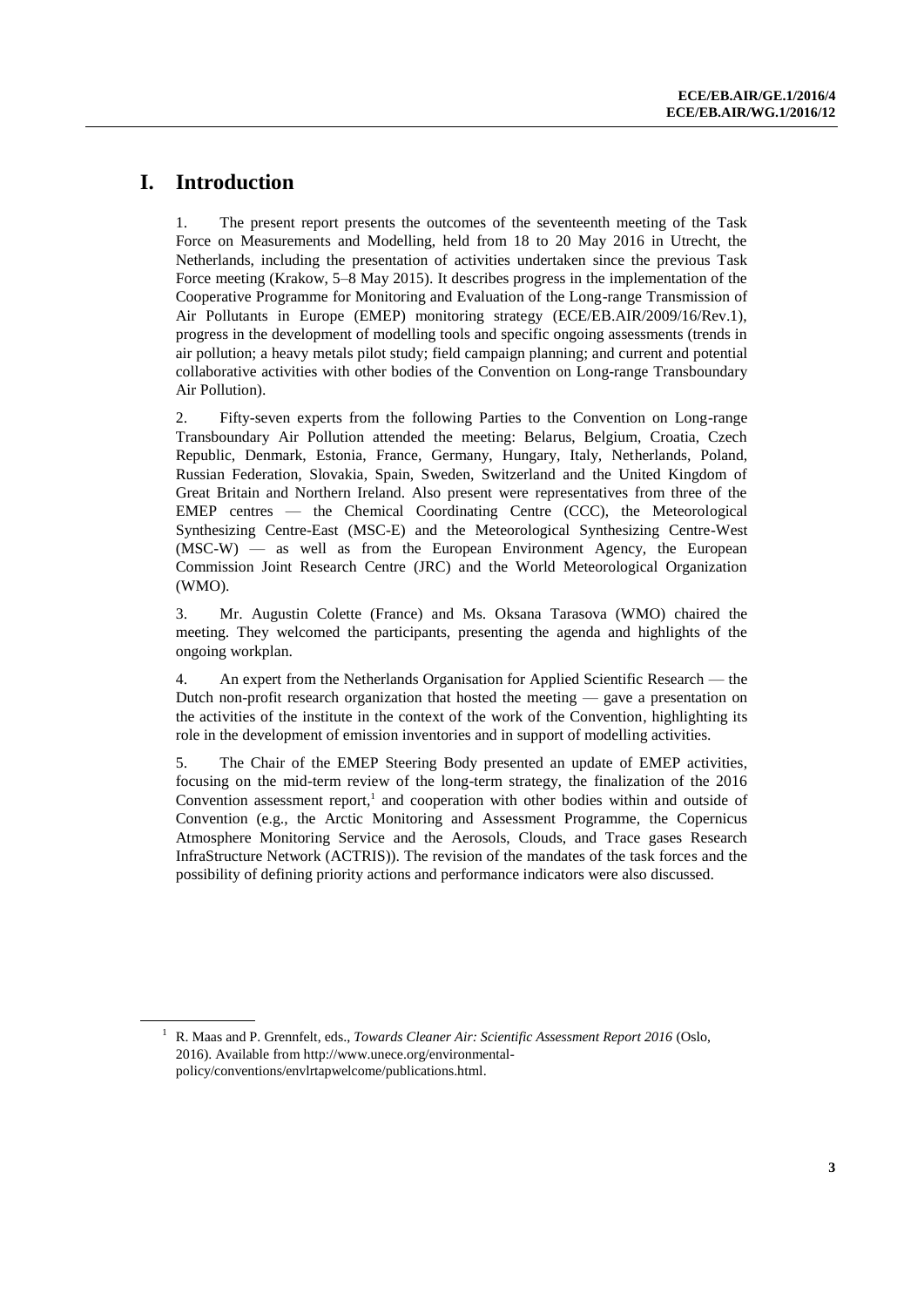# I. Introduction

1. The present report presents the outcomes of the seventeenth meeting of the Task Force on Measurements and Modelling, held from 18 to 20 May 2016 in Utrecht, the Netherlands, including the presentation of activities undertaken since the previous Task Force meeting (Krakow, 5–8 May 2015). It describes progress in the implementation of the Cooperative Programme for Monitoring and Evaluation of the Long-range Transmission of Air Pollutants in Europe (EMEP) monitoring strategy (ECE/EB.AIR/2009/16/Rev.1), progress in the development of modelling tools and specific ongoing assessments (trends in air pollution; a heavy metals pilot study; field campaign planning; and current and potential collaborative activities with other bodies of the Convention on Long-range Transboundary Air Pollution).

2. Fifty-seven experts from the following Parties to the Convention on Long-range Transboundary Air Pollution attended the meeting: Belarus, Belgium, Croatia, Czech Republic, Denmark, Estonia, France, Germany, Hungary, Italy, Netherlands, Poland, Russian Federation, Slovakia, Spain, Sweden, Switzerland and the United Kingdom of Great Britain and Northern Ireland. Also present were representatives from three of the EMEP centres — the Chemical Coordinating Centre (CCC), the Meteorological Synthesizing Centre-East (MSC-E) and the Meteorological Synthesizing Centre-West (MSC-W) — as well as from the European Environment Agency, the European Commission Joint Research Centre (JRC) and the World Meteorological Organization (WMO).

3. Mr. Augustin Colette (France) and Ms. Oksana Tarasova (WMO) chaired the meeting. They welcomed the participants, presenting the agenda and highlights of the ongoing workplan.

4. An expert from the Netherlands Organisation for Applied Scientific Research — the Dutch non-profit research organization that hosted the meeting — gave a presentation on the activities of the institute in the context of the work of the Convention, highlighting its role in the development of emission inventories and in support of modelling activities.

5. The Chair of the EMEP Steering Body presented an update of EMEP activities, focusing on the mid-term review of the long-term strategy, the finalization of the 2016 Convention assessment report,[1] and cooperation with other bodies within and outside of Convention (e.g., the Arctic Monitoring and Assessment Programme, the Copernicus Atmosphere Monitoring Service and the Aerosols, Clouds, and Trace gases Research InfraStructure Network (ACTRIS)). The revision of the mandates of the task forces and the possibility of defining priority actions and performance indicators were also discussed.

---

[1] R. Maas and P. Grennfelt, eds., *Towards Cleaner Air: Scientific Assessment Report 2016* (Oslo, 2016). Available from http://www.unece.org/environmental-policy/conventions/envlrtapwelcome/publications.html.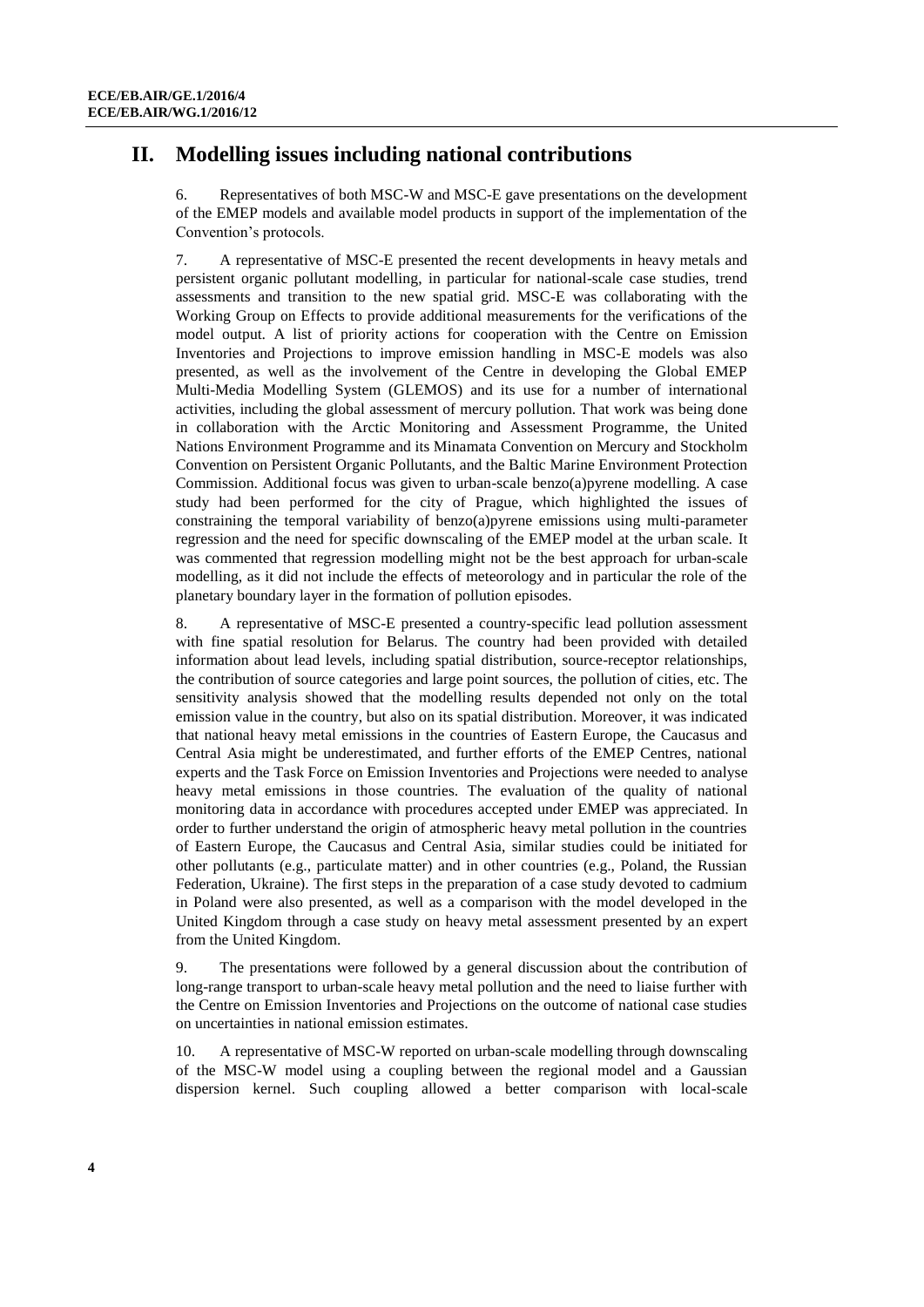## II. Modelling issues including national contributions

6. Representatives of both MSC-W and MSC-E gave presentations on the development of the EMEP models and available model products in support of the implementation of the Convention's protocols.

7. A representative of MSC-E presented the recent developments in heavy metals and persistent organic pollutant modelling, in particular for national-scale case studies, trend assessments and transition to the new spatial grid. MSC-E was collaborating with the Working Group on Effects to provide additional measurements for the verifications of the model output. A list of priority actions for cooperation with the Centre on Emission Inventories and Projections to improve emission handling in MSC-E models was also presented, as well as the involvement of the Centre in developing the Global EMEP Multi-Media Modelling System (GLEMOS) and its use for a number of international activities, including the global assessment of mercury pollution. That work was being done in collaboration with the Arctic Monitoring and Assessment Programme, the United Nations Environment Programme and its Minamata Convention on Mercury and Stockholm Convention on Persistent Organic Pollutants, and the Baltic Marine Environment Protection Commission. Additional focus was given to urban-scale benzo(a)pyrene modelling. A case study had been performed for the city of Prague, which highlighted the issues of constraining the temporal variability of benzo(a)pyrene emissions using multi-parameter regression and the need for specific downscaling of the EMEP model at the urban scale. It was commented that regression modelling might not be the best approach for urban-scale modelling, as it did not include the effects of meteorology and in particular the role of the planetary boundary layer in the formation of pollution episodes.

8. A representative of MSC-E presented a country-specific lead pollution assessment with fine spatial resolution for Belarus. The country had been provided with detailed information about lead levels, including spatial distribution, source-receptor relationships, the contribution of source categories and large point sources, the pollution of cities, etc. The sensitivity analysis showed that the modelling results depended not only on the total emission value in the country, but also on its spatial distribution. Moreover, it was indicated that national heavy metal emissions in the countries of Eastern Europe, the Caucasus and Central Asia might be underestimated, and further efforts of the EMEP Centres, national experts and the Task Force on Emission Inventories and Projections were needed to analyse heavy metal emissions in those countries. The evaluation of the quality of national monitoring data in accordance with procedures accepted under EMEP was appreciated. In order to further understand the origin of atmospheric heavy metal pollution in the countries of Eastern Europe, the Caucasus and Central Asia, similar studies could be initiated for other pollutants (e.g., particulate matter) and in other countries (e.g., Poland, the Russian Federation, Ukraine). The first steps in the preparation of a case study devoted to cadmium in Poland were also presented, as well as a comparison with the model developed in the United Kingdom through a case study on heavy metal assessment presented by an expert from the United Kingdom.

9. The presentations were followed by a general discussion about the contribution of long-range transport to urban-scale heavy metal pollution and the need to liaise further with the Centre on Emission Inventories and Projections on the outcome of national case studies on uncertainties in national emission estimates.

10. A representative of MSC-W reported on urban-scale modelling through downscaling of the MSC-W model using a coupling between the regional model and a Gaussian dispersion kernel. Such coupling allowed a better comparison with local-scale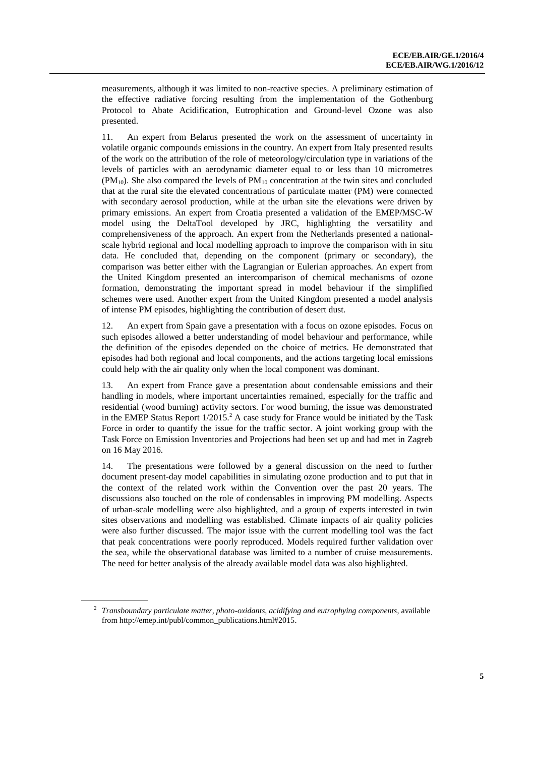measurements, although it was limited to non-reactive species. A preliminary estimation of the effective radiative forcing resulting from the implementation of the Gothenburg Protocol to Abate Acidification, Eutrophication and Ground-level Ozone was also presented.

11. An expert from Belarus presented the work on the assessment of uncertainty in volatile organic compounds emissions in the country. An expert from Italy presented results of the work on the attribution of the role of meteorology/circulation type in variations of the levels of particles with an aerodynamic diameter equal to or less than 10 micrometres ($PM_{10}$). She also compared the levels of $PM_{10}$ concentration at the twin sites and concluded that at the rural site the elevated concentrations of particulate matter (PM) were connected with secondary aerosol production, while at the urban site the elevations were driven by primary emissions. An expert from Croatia presented a validation of the EMEP/MSC-W model using the DeltaTool developed by JRC, highlighting the versatility and comprehensiveness of the approach. An expert from the Netherlands presented a national-scale hybrid regional and local modelling approach to improve the comparison with in situ data. He concluded that, depending on the component (primary or secondary), the comparison was better either with the Lagrangian or Eulerian approaches. An expert from the United Kingdom presented an intercomparison of chemical mechanisms of ozone formation, demonstrating the important spread in model behaviour if the simplified schemes were used. Another expert from the United Kingdom presented a model analysis of intense PM episodes, highlighting the contribution of desert dust.

12. An expert from Spain gave a presentation with a focus on ozone episodes. Focus on such episodes allowed a better understanding of model behaviour and performance, while the definition of the episodes depended on the choice of metrics. He demonstrated that episodes had both regional and local components, and the actions targeting local emissions could help with the air quality only when the local component was dominant.

13. An expert from France gave a presentation about condensable emissions and their handling in models, where important uncertainties remained, especially for the traffic and residential (wood burning) activity sectors. For wood burning, the issue was demonstrated in the EMEP Status Report 1/2015.[2] A case study for France would be initiated by the Task Force in order to quantify the issue for the traffic sector. A joint working group with the Task Force on Emission Inventories and Projections had been set up and had met in Zagreb on 16 May 2016.

14. The presentations were followed by a general discussion on the need to further document present-day model capabilities in simulating ozone production and to put that in the context of the related work within the Convention over the past 20 years. The discussions also touched on the role of condensables in improving PM modelling. Aspects of urban-scale modelling were also highlighted, and a group of experts interested in twin sites observations and modelling was established. Climate impacts of air quality policies were also further discussed. The major issue with the current modelling tool was the fact that peak concentrations were poorly reproduced. Models required further validation over the sea, while the observational database was limited to a number of cruise measurements. The need for better analysis of the already available model data was also highlighted.

---

[2] *Transboundary particulate matter, photo-oxidants, acidifying and eutrophying components*, available from http://emep.int/publ/common_publications.html#2015.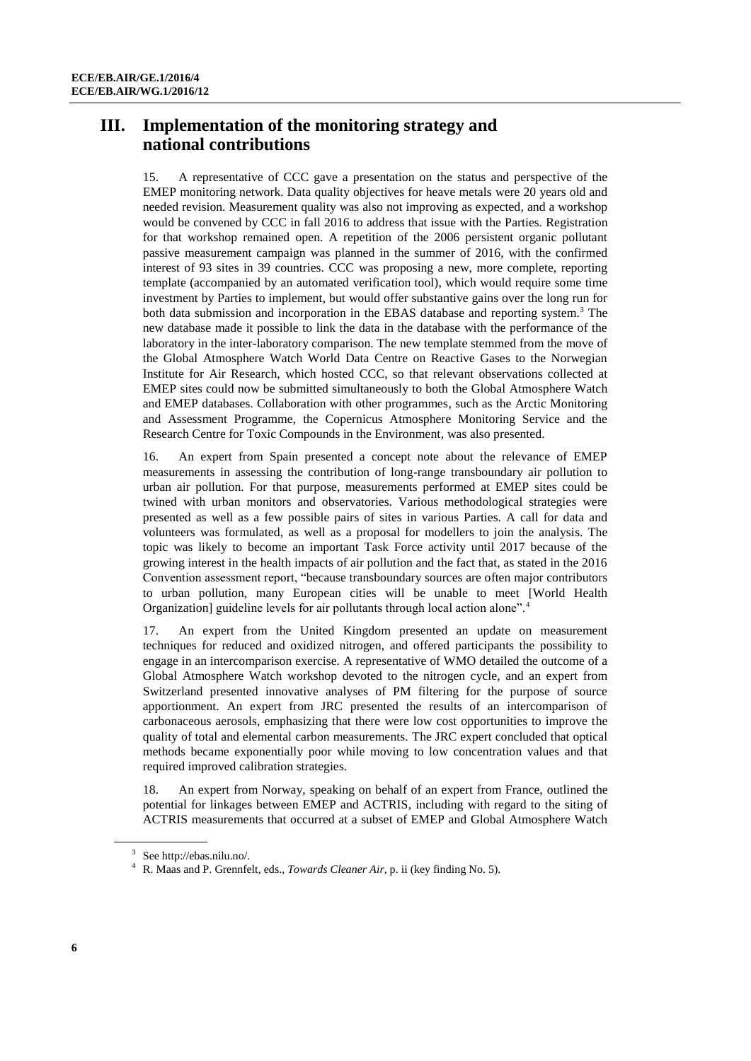# III. Implementation of the monitoring strategy and national contributions

15. A representative of CCC gave a presentation on the status and perspective of the EMEP monitoring network. Data quality objectives for heave metals were 20 years old and needed revision. Measurement quality was also not improving as expected, and a workshop would be convened by CCC in fall 2016 to address that issue with the Parties. Registration for that workshop remained open. A repetition of the 2006 persistent organic pollutant passive measurement campaign was planned in the summer of 2016, with the confirmed interest of 93 sites in 39 countries. CCC was proposing a new, more complete, reporting template (accompanied by an automated verification tool), which would require some time investment by Parties to implement, but would offer substantive gains over the long run for both data submission and incorporation in the EBAS database and reporting system.[3] The new database made it possible to link the data in the database with the performance of the laboratory in the inter-laboratory comparison. The new template stemmed from the move of the Global Atmosphere Watch World Data Centre on Reactive Gases to the Norwegian Institute for Air Research, which hosted CCC, so that relevant observations collected at EMEP sites could now be submitted simultaneously to both the Global Atmosphere Watch and EMEP databases. Collaboration with other programmes, such as the Arctic Monitoring and Assessment Programme, the Copernicus Atmosphere Monitoring Service and the Research Centre for Toxic Compounds in the Environment, was also presented.

16. An expert from Spain presented a concept note about the relevance of EMEP measurements in assessing the contribution of long-range transboundary air pollution to urban air pollution. For that purpose, measurements performed at EMEP sites could be twined with urban monitors and observatories. Various methodological strategies were presented as well as a few possible pairs of sites in various Parties. A call for data and volunteers was formulated, as well as a proposal for modellers to join the analysis. The topic was likely to become an important Task Force activity until 2017 because of the growing interest in the health impacts of air pollution and the fact that, as stated in the 2016 Convention assessment report, "because transboundary sources are often major contributors to urban pollution, many European cities will be unable to meet [World Health Organization] guideline levels for air pollutants through local action alone".[4]

17. An expert from the United Kingdom presented an update on measurement techniques for reduced and oxidized nitrogen, and offered participants the possibility to engage in an intercomparison exercise. A representative of WMO detailed the outcome of a Global Atmosphere Watch workshop devoted to the nitrogen cycle, and an expert from Switzerland presented innovative analyses of PM filtering for the purpose of source apportionment. An expert from JRC presented the results of an intercomparison of carbonaceous aerosols, emphasizing that there were low cost opportunities to improve the quality of total and elemental carbon measurements. The JRC expert concluded that optical methods became exponentially poor while moving to low concentration values and that required improved calibration strategies.

18. An expert from Norway, speaking on behalf of an expert from France, outlined the potential for linkages between EMEP and ACTRIS, including with regard to the siting of ACTRIS measurements that occurred at a subset of EMEP and Global Atmosphere Watch

---

[3] See http://ebas.nilu.no/.

[4] R. Maas and P. Grennfelt, eds., *Towards Cleaner Air*, p. ii (key finding No. 5).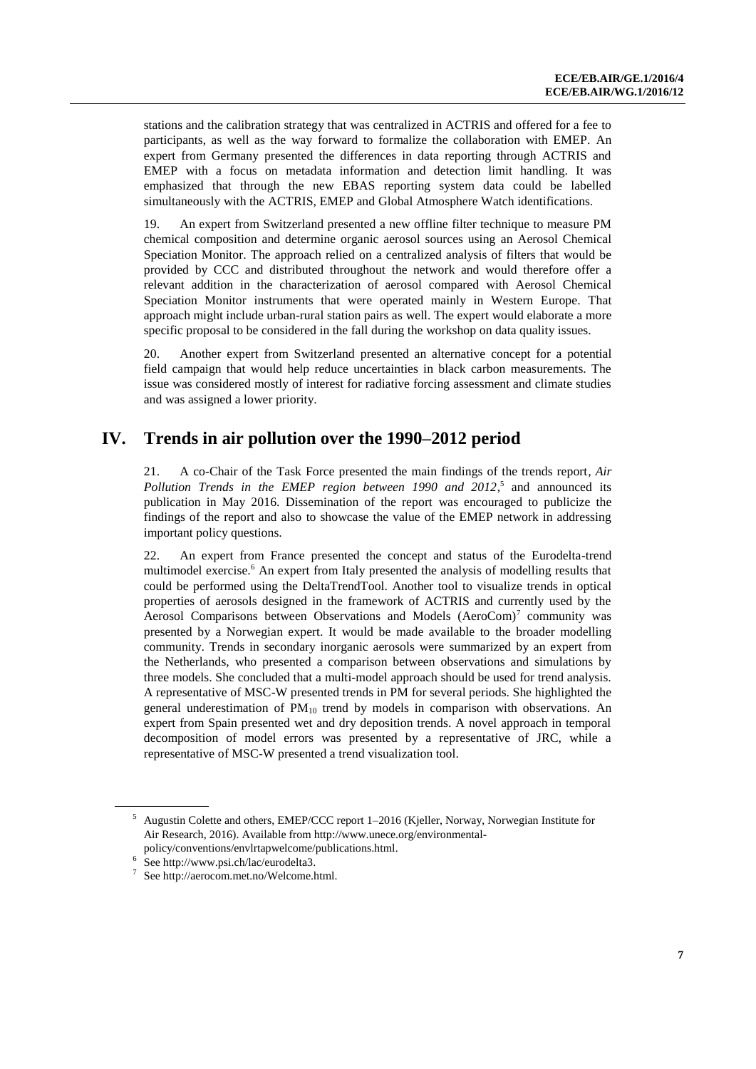stations and the calibration strategy that was centralized in ACTRIS and offered for a fee to participants, as well as the way forward to formalize the collaboration with EMEP. An expert from Germany presented the differences in data reporting through ACTRIS and EMEP with a focus on metadata information and detection limit handling. It was emphasized that through the new EBAS reporting system data could be labelled simultaneously with the ACTRIS, EMEP and Global Atmosphere Watch identifications.

19. An expert from Switzerland presented a new offline filter technique to measure PM chemical composition and determine organic aerosol sources using an Aerosol Chemical Speciation Monitor. The approach relied on a centralized analysis of filters that would be provided by CCC and distributed throughout the network and would therefore offer a relevant addition in the characterization of aerosol compared with Aerosol Chemical Speciation Monitor instruments that were operated mainly in Western Europe. That approach might include urban-rural station pairs as well. The expert would elaborate a more specific proposal to be considered in the fall during the workshop on data quality issues.

20. Another expert from Switzerland presented an alternative concept for a potential field campaign that would help reduce uncertainties in black carbon measurements. The issue was considered mostly of interest for radiative forcing assessment and climate studies and was assigned a lower priority.

# IV. Trends in air pollution over the 1990–2012 period

21. A co-Chair of the Task Force presented the main findings of the trends report, *Air Pollution Trends in the EMEP region between 1990 and 2012*,[5] and announced its publication in May 2016. Dissemination of the report was encouraged to publicize the findings of the report and also to showcase the value of the EMEP network in addressing important policy questions.

22. An expert from France presented the concept and status of the Eurodelta-trend multimodel exercise.[6] An expert from Italy presented the analysis of modelling results that could be performed using the DeltaTrendTool. Another tool to visualize trends in optical properties of aerosols designed in the framework of ACTRIS and currently used by the Aerosol Comparisons between Observations and Models (AeroCom)[7] community was presented by a Norwegian expert. It would be made available to the broader modelling community. Trends in secondary inorganic aerosols were summarized by an expert from the Netherlands, who presented a comparison between observations and simulations by three models. She concluded that a multi-model approach should be used for trend analysis. A representative of MSC-W presented trends in PM for several periods. She highlighted the general underestimation of $PM_{10}$ trend by models in comparison with observations. An expert from Spain presented wet and dry deposition trends. A novel approach in temporal decomposition of model errors was presented by a representative of JRC, while a representative of MSC-W presented a trend visualization tool.

---

[5] Augustin Colette and others, EMEP/CCC report 1–2016 (Kjeller, Norway, Norwegian Institute for Air Research, 2016). Available from http://www.unece.org/environmental-policy/conventions/envlrtapwelcome/publications.html.

[6] See http://www.psi.ch/lac/eurodelta3.

[7] See http://aerocom.met.no/Welcome.html.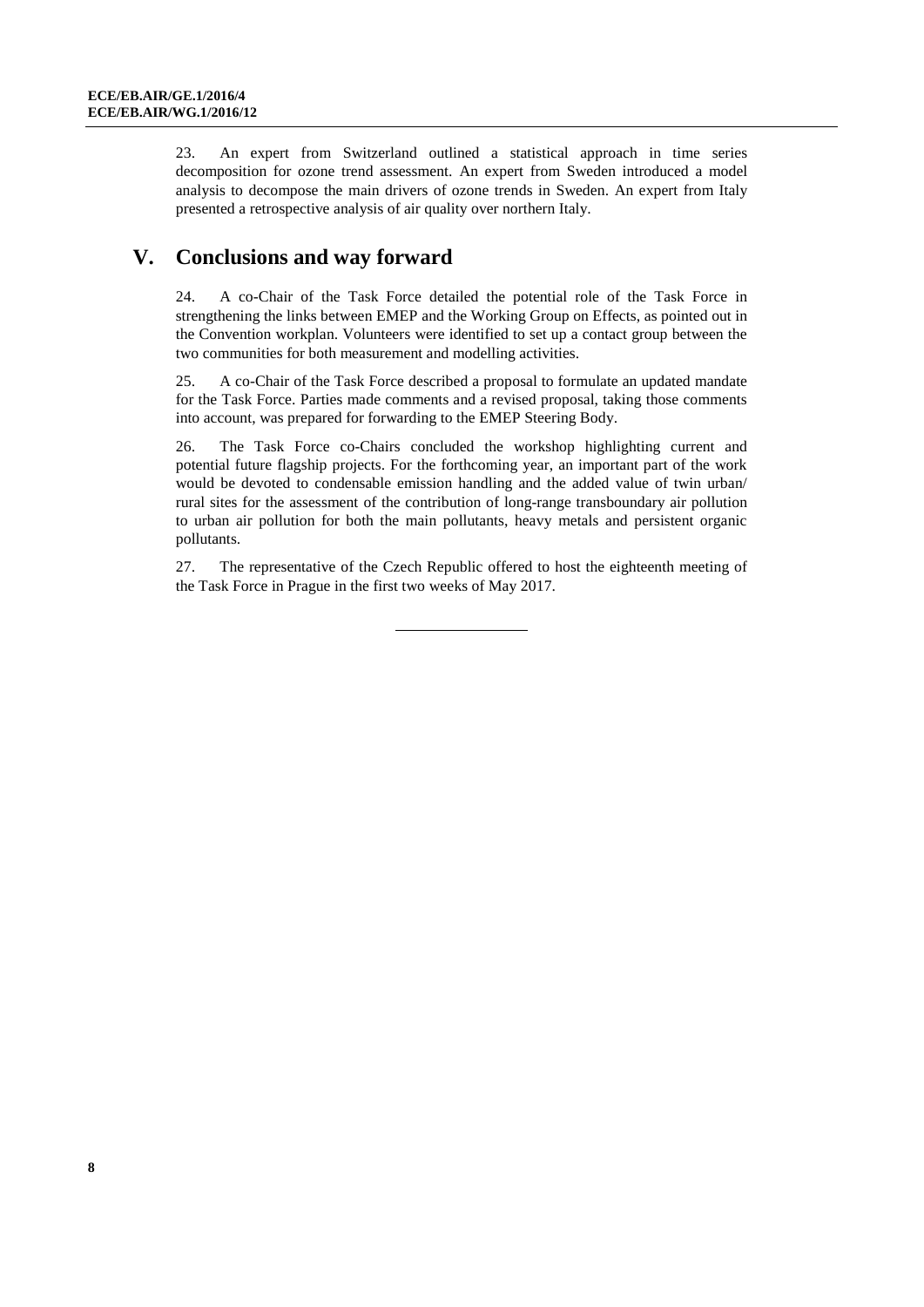23. An expert from Switzerland outlined a statistical approach in time series decomposition for ozone trend assessment. An expert from Sweden introduced a model analysis to decompose the main drivers of ozone trends in Sweden. An expert from Italy presented a retrospective analysis of air quality over northern Italy.

## V. Conclusions and way forward

24. A co-Chair of the Task Force detailed the potential role of the Task Force in strengthening the links between EMEP and the Working Group on Effects, as pointed out in the Convention workplan. Volunteers were identified to set up a contact group between the two communities for both measurement and modelling activities.

25. A co-Chair of the Task Force described a proposal to formulate an updated mandate for the Task Force. Parties made comments and a revised proposal, taking those comments into account, was prepared for forwarding to the EMEP Steering Body.

26. The Task Force co-Chairs concluded the workshop highlighting current and potential future flagship projects. For the forthcoming year, an important part of the work would be devoted to condensable emission handling and the added value of twin urban/ rural sites for the assessment of the contribution of long-range transboundary air pollution to urban air pollution for both the main pollutants, heavy metals and persistent organic pollutants.

27. The representative of the Czech Republic offered to host the eighteenth meeting of the Task Force in Prague in the first two weeks of May 2017.